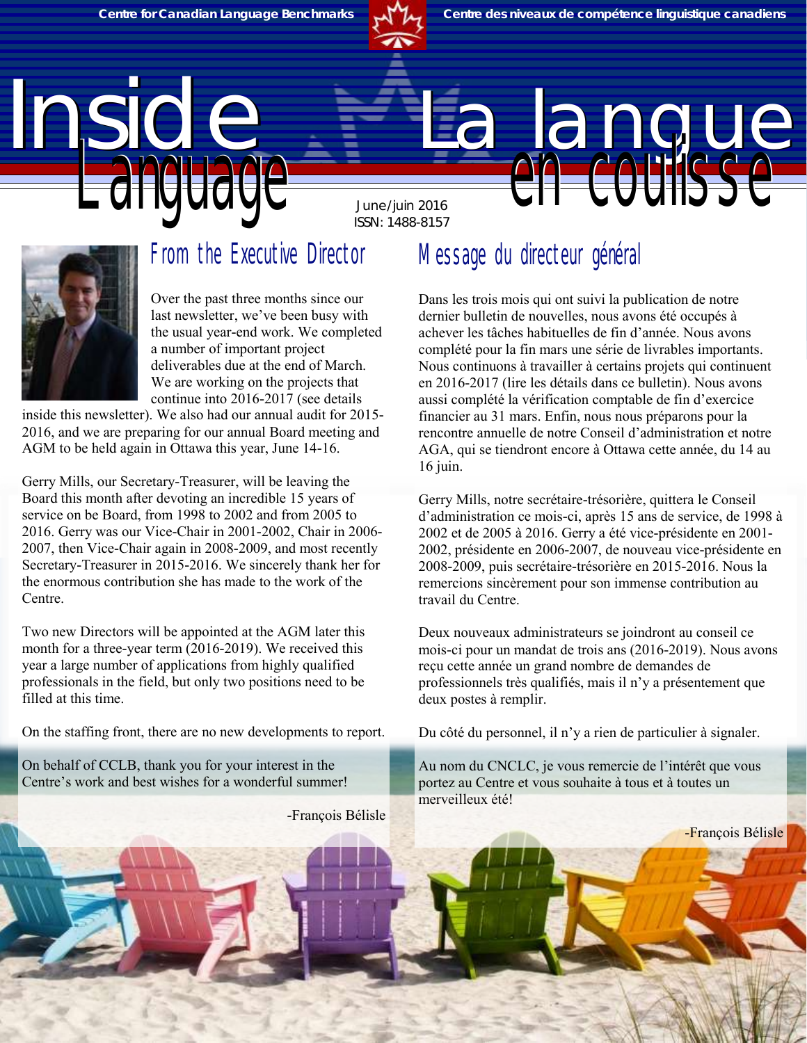Centre for Canadian Language Benchmarks | Centre des niveaux de compétence linguistique canadiens

# Inside Language / La langue en coulisse

June/juin 2016
ISSN: 1488-8157

## From the Executive Director

Over the past three months since our last newsletter, we've been busy with the usual year-end work. We completed a number of important project deliverables due at the end of March. We are working on the projects that continue into 2016-2017 (see details inside this newsletter). We also had our annual audit for 2015-2016, and we are preparing for our annual Board meeting and AGM to be held again in Ottawa this year, June 14-16.

Gerry Mills, our Secretary-Treasurer, will be leaving the Board this month after devoting an incredible 15 years of service on be Board, from 1998 to 2002 and from 2005 to 2016. Gerry was our Vice-Chair in 2001-2002, Chair in 2006-2007, then Vice-Chair again in 2008-2009, and most recently Secretary-Treasurer in 2015-2016. We sincerely thank her for the enormous contribution she has made to the work of the Centre.

Two new Directors will be appointed at the AGM later this month for a three-year term (2016-2019). We received this year a large number of applications from highly qualified professionals in the field, but only two positions need to be filled at this time.

On the staffing front, there are no new developments to report.

On behalf of CCLB, thank you for your interest in the Centre's work and best wishes for a wonderful summer!

-François Bélisle

## Message du directeur général

Dans les trois mois qui ont suivi la publication de notre dernier bulletin de nouvelles, nous avons été occupés à achever les tâches habituelles de fin d'année. Nous avons complété pour la fin mars une série de livrables importants. Nous continuons à travailler à certains projets qui continuent en 2016-2017 (lire les détails dans ce bulletin). Nous avons aussi complété la vérification comptable de fin d'exercice financier au 31 mars. Enfin, nous nous préparons pour la rencontre annuelle de notre Conseil d'administration et notre AGA, qui se tiendront encore à Ottawa cette année, du 14 au 16 juin.

Gerry Mills, notre secrétaire-trésorière, quittera le Conseil d'administration ce mois-ci, après 15 ans de service, de 1998 à 2002 et de 2005 à 2016. Gerry a été vice-présidente en 2001-2002, présidente en 2006-2007, de nouveau vice-présidente en 2008-2009, puis secrétaire-trésorière en 2015-2016. Nous la remercions sincèrement pour son immense contribution au travail du Centre.

Deux nouveaux administrateurs se joindront au conseil ce mois-ci pour un mandat de trois ans (2016-2019). Nous avons reçu cette année un grand nombre de demandes de professionnels très qualifiés, mais il n'y a présentement que deux postes à remplir.

Du côté du personnel, il n'y a rien de particulier à signaler.

Au nom du CNCLC, je vous remercie de l'intérêt que vous portez au Centre et vous souhaite à tous et à toutes un merveilleux été!

-François Bélisle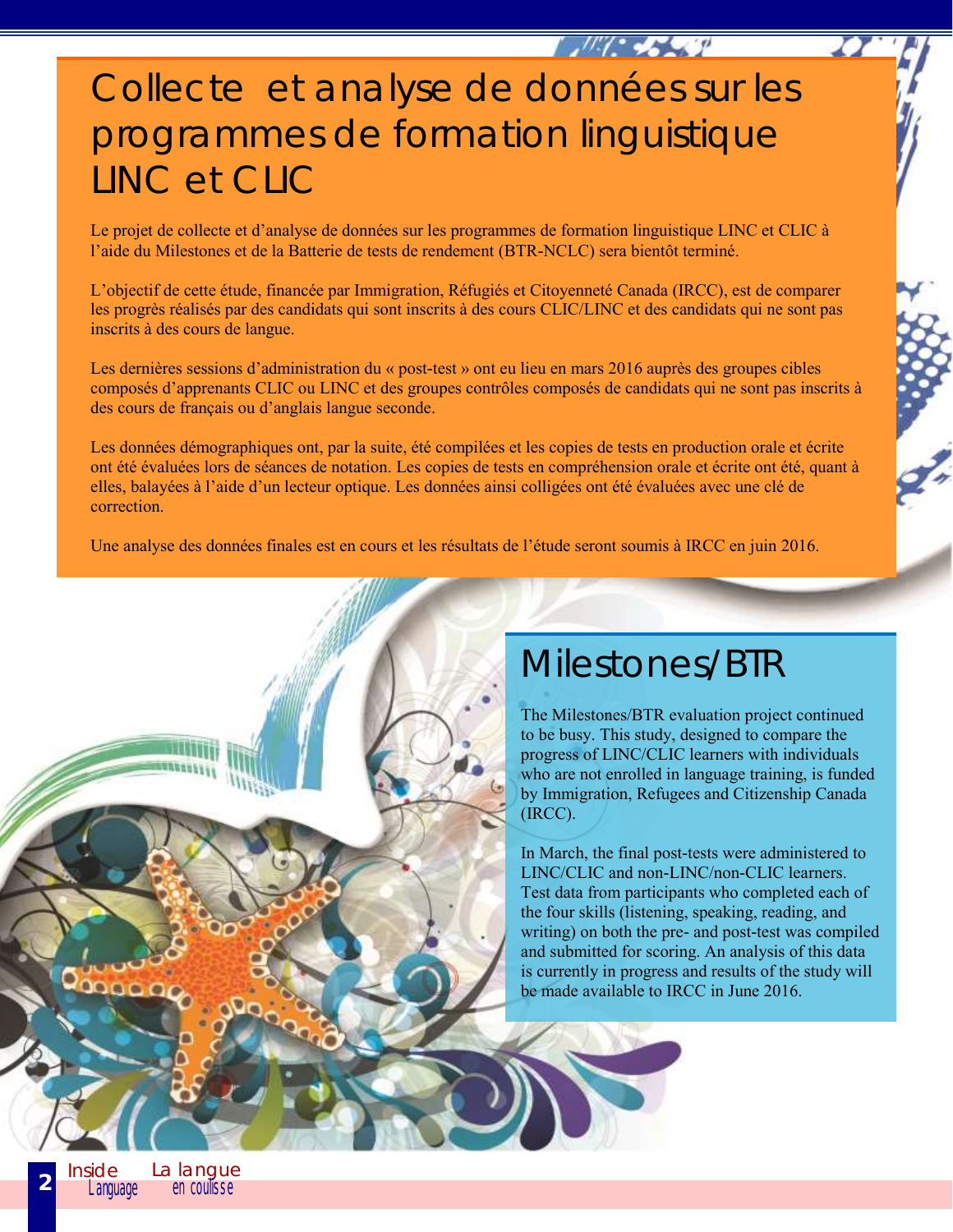# Collecte et analyse de données sur les programmes de formation linguistique LINC et CLIC

Le projet de collecte et d'analyse de données sur les programmes de formation linguistique LINC et CLIC à l'aide du Milestones et de la Batterie de tests de rendement (BTR-NCLC) sera bientôt terminé.

L'objectif de cette étude, financée par Immigration, Réfugiés et Citoyenneté Canada (IRCC), est de comparer les progrès réalisés par des candidats qui sont inscrits à des cours CLIC/LINC et des candidats qui ne sont pas inscrits à des cours de langue.

Les dernières sessions d'administration du « post-test » ont eu lieu en mars 2016 auprès des groupes cibles composés d'apprenants CLIC ou LINC et des groupes contrôles composés de candidats qui ne sont pas inscrits à des cours de français ou d'anglais langue seconde.

Les données démographiques ont, par la suite, été compilées et les copies de tests en production orale et écrite ont été évaluées lors de séances de notation. Les copies de tests en compréhension orale et écrite ont été, quant à elles, balayées à l'aide d'un lecteur optique. Les données ainsi colligées ont été évaluées avec une clé de correction.

Une analyse des données finales est en cours et les résultats de l'étude seront soumis à IRCC en juin 2016.

# Milestones/BTR

The Milestones/BTR evaluation project continued to be busy. This study, designed to compare the progress of LINC/CLIC learners with individuals who are not enrolled in language training, is funded by Immigration, Refugees and Citizenship Canada (IRCC).

In March, the final post-tests were administered to LINC/CLIC and non-LINC/non-CLIC learners. Test data from participants who completed each of the four skills (listening, speaking, reading, and writing) on both the pre- and post-test was compiled and submitted for scoring. An analysis of this data is currently in progress and results of the study will be made available to IRCC in June 2016.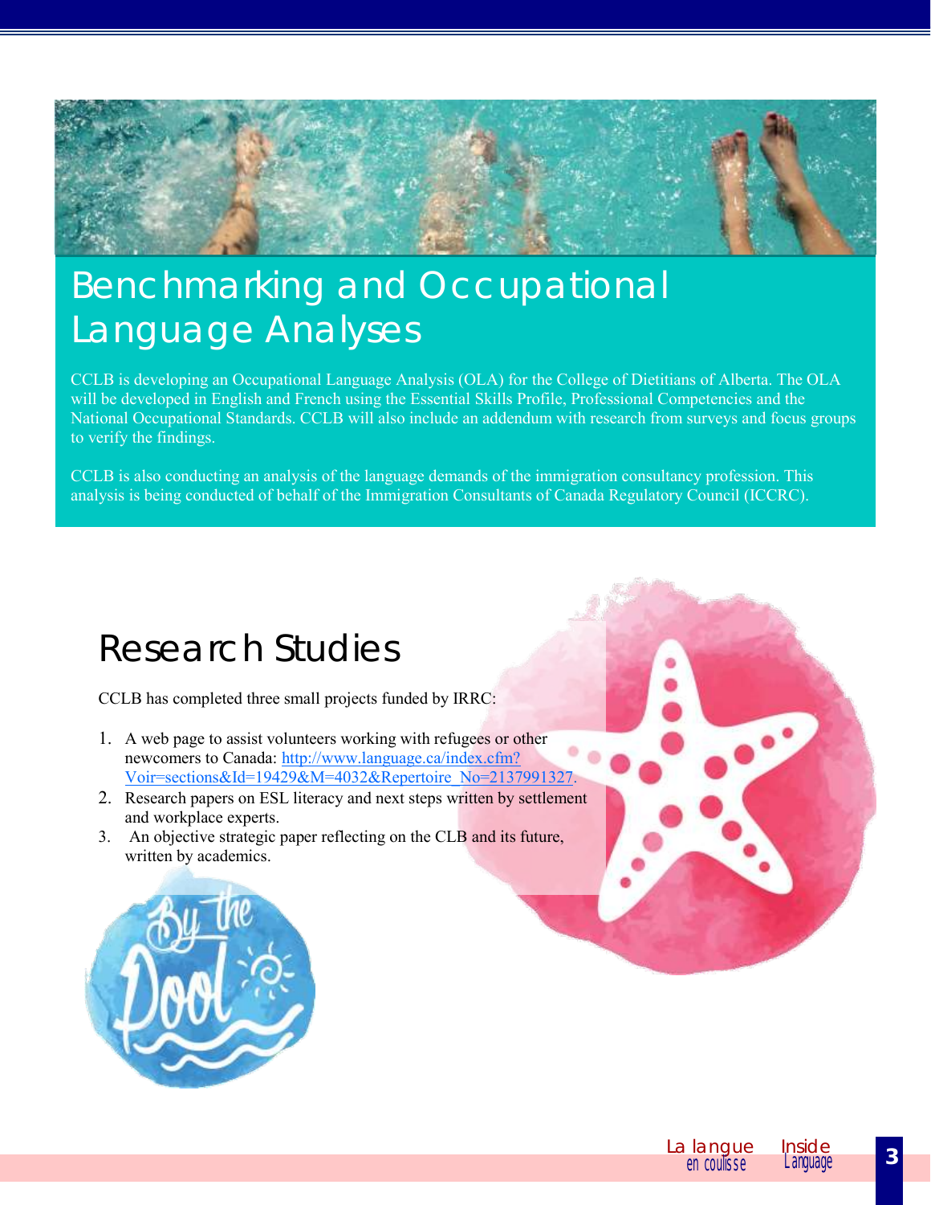# Benchmarking and Occupational Language Analyses

CCLB is developing an Occupational Language Analysis (OLA) for the College of Dietitians of Alberta. The OLA will be developed in English and French using the Essential Skills Profile, Professional Competencies and the National Occupational Standards. CCLB will also include an addendum with research from surveys and focus groups to verify the findings.

CCLB is also conducting an analysis of the language demands of the immigration consultancy profession. This analysis is being conducted of behalf of the Immigration Consultants of Canada Regulatory Council (ICCRC).

# Research Studies

CCLB has completed three small projects funded by IRRC:

1. A web page to assist volunteers working with refugees or other newcomers to Canada: http://www.language.ca/index.cfm?Voir=sections&Id=19429&M=4032&Repertoire_No=2137991327.
2. Research papers on ESL literacy and next steps written by settlement and workplace experts.
3. An objective strategic paper reflecting on the CLB and its future, written by academics.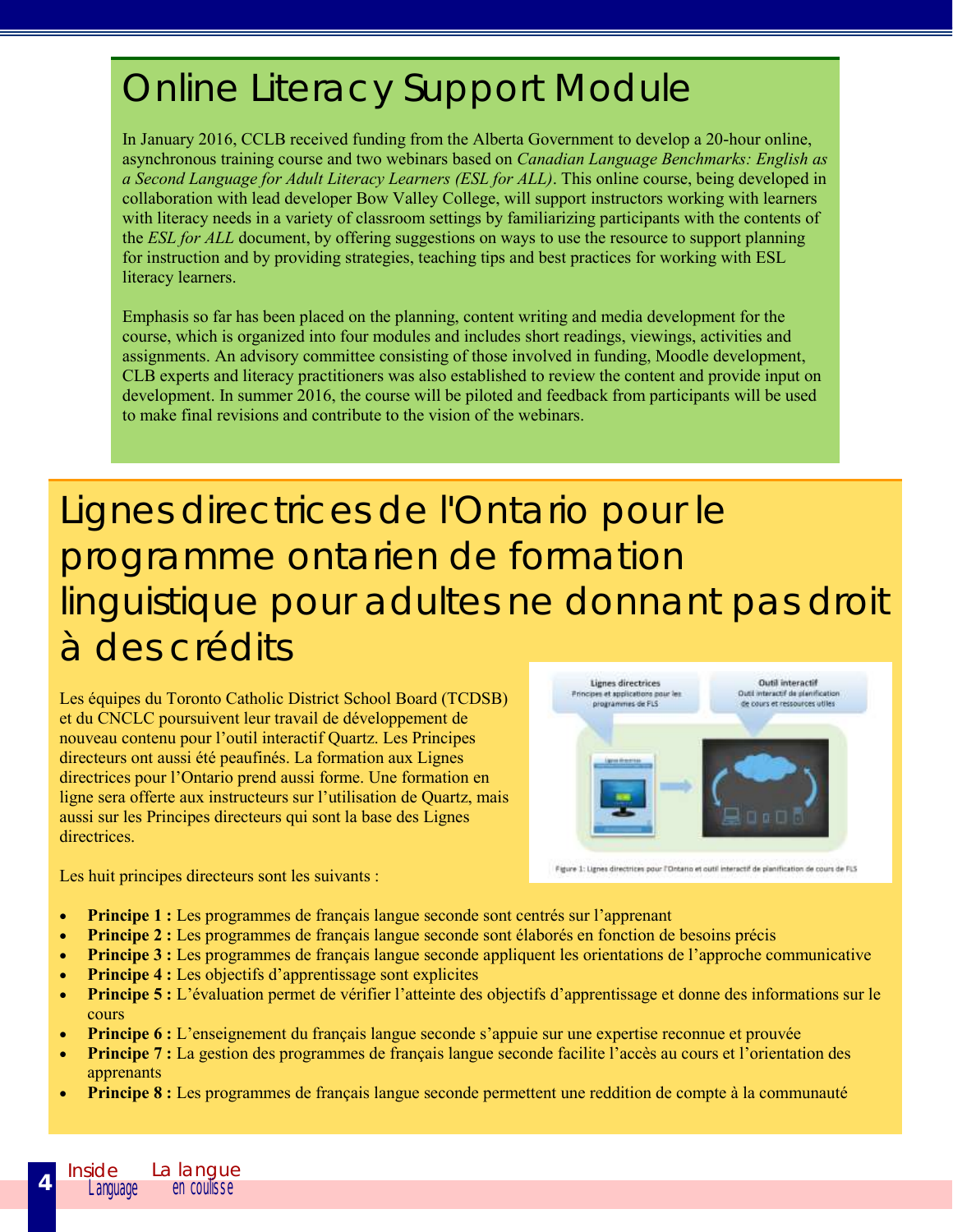# Online Literacy Support Module

In January 2016, CCLB received funding from the Alberta Government to develop a 20-hour online, asynchronous training course and two webinars based on *Canadian Language Benchmarks: English as a Second Language for Adult Literacy Learners (ESL for ALL)*. This online course, being developed in collaboration with lead developer Bow Valley College, will support instructors working with learners with literacy needs in a variety of classroom settings by familiarizing participants with the contents of the *ESL for ALL* document, by offering suggestions on ways to use the resource to support planning for instruction and by providing strategies, teaching tips and best practices for working with ESL literacy learners.

Emphasis so far has been placed on the planning, content writing and media development for the course, which is organized into four modules and includes short readings, viewings, activities and assignments. An advisory committee consisting of those involved in funding, Moodle development, CLB experts and literacy practitioners was also established to review the content and provide input on development. In summer 2016, the course will be piloted and feedback from participants will be used to make final revisions and contribute to the vision of the webinars.

# Lignes directrices de l'Ontario pour le programme ontarien de formation linguistique pour adultes ne donnant pas droit à des crédits

Les équipes du Toronto Catholic District School Board (TCDSB) et du CNCLC poursuivent leur travail de développement de nouveau contenu pour l'outil interactif Quartz. Les Principes directeurs ont aussi été peaufinés. La formation aux Lignes directrices pour l'Ontario prend aussi forme. Une formation en ligne sera offerte aux instructeurs sur l'utilisation de Quartz, mais aussi sur les Principes directeurs qui sont la base des Lignes directrices.

Figure 1: Lignes directrices pour l'Ontario et outil interactif de planification de cours de FLS

Les huit principes directeurs sont les suivants :

- **Principe 1 :** Les programmes de français langue seconde sont centrés sur l'apprenant
- **Principe 2 :** Les programmes de français langue seconde sont élaborés en fonction de besoins précis
- **Principe 3 :** Les programmes de français langue seconde appliquent les orientations de l'approche communicative
- **Principe 4 :** Les objectifs d'apprentissage sont explicites
- **Principe 5 :** L'évaluation permet de vérifier l'atteinte des objectifs d'apprentissage et donne des informations sur le cours
- **Principe 6 :** L'enseignement du français langue seconde s'appuie sur une expertise reconnue et prouvée
- **Principe 7 :** La gestion des programmes de français langue seconde facilite l'accès au cours et l'orientation des apprenants
- **Principe 8 :** Les programmes de français langue seconde permettent une reddition de compte à la communauté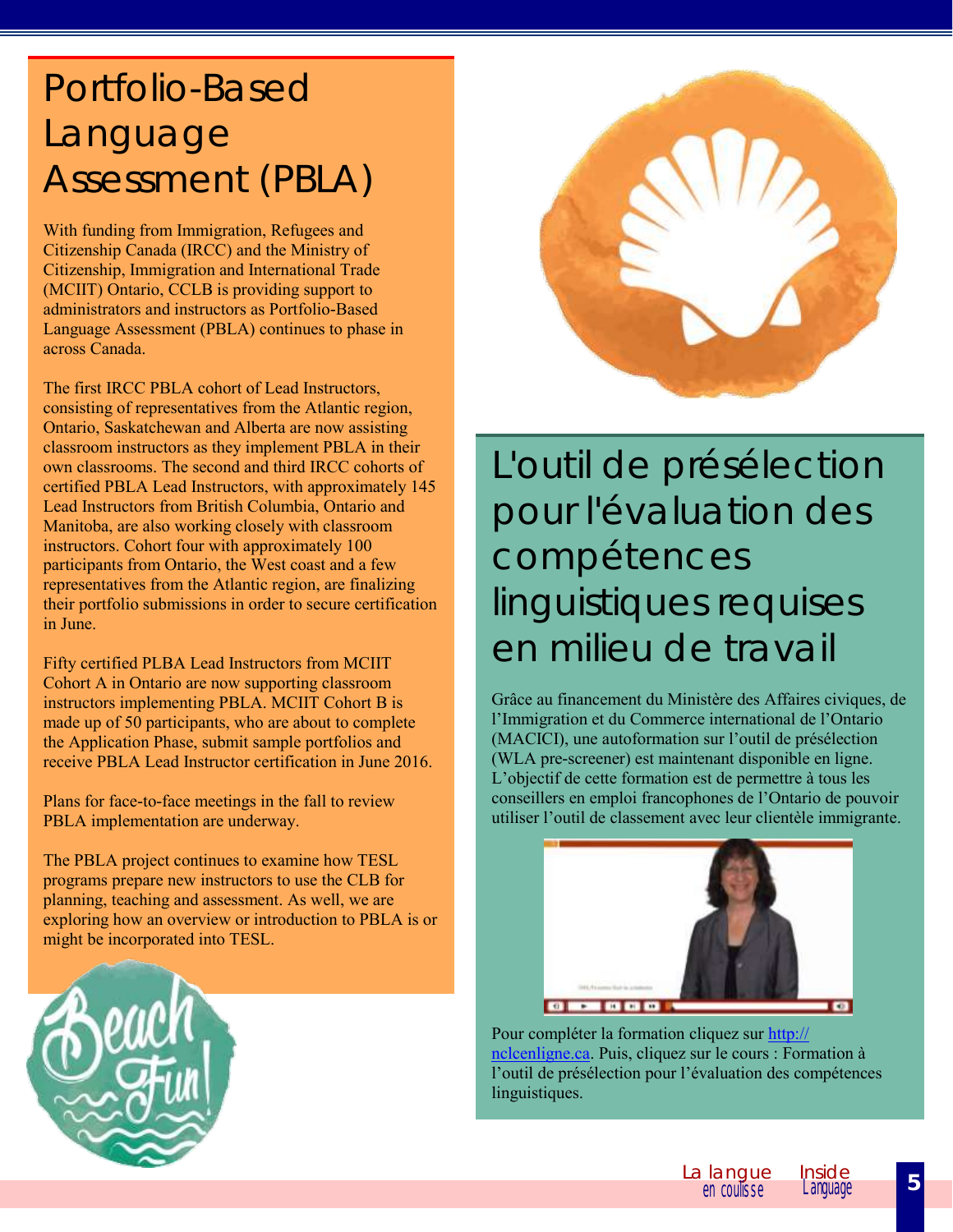# Portfolio-Based Language Assessment (PBLA)

With funding from Immigration, Refugees and Citizenship Canada (IRCC) and the Ministry of Citizenship, Immigration and International Trade (MCIIT) Ontario, CCLB is providing support to administrators and instructors as Portfolio-Based Language Assessment (PBLA) continues to phase in across Canada.

The first IRCC PBLA cohort of Lead Instructors, consisting of representatives from the Atlantic region, Ontario, Saskatchewan and Alberta are now assisting classroom instructors as they implement PBLA in their own classrooms. The second and third IRCC cohorts of certified PBLA Lead Instructors, with approximately 145 Lead Instructors from British Columbia, Ontario and Manitoba, are also working closely with classroom instructors. Cohort four with approximately 100 participants from Ontario, the West coast and a few representatives from the Atlantic region, are finalizing their portfolio submissions in order to secure certification in June.

Fifty certified PLBA Lead Instructors from MCIIT Cohort A in Ontario are now supporting classroom instructors implementing PBLA. MCIIT Cohort B is made up of 50 participants, who are about to complete the Application Phase, submit sample portfolios and receive PBLA Lead Instructor certification in June 2016.

Plans for face-to-face meetings in the fall to review PBLA implementation are underway.

The PBLA project continues to examine how TESL programs prepare new instructors to use the CLB for planning, teaching and assessment. As well, we are exploring how an overview or introduction to PBLA is or might be incorporated into TESL.

# L'outil de présélection pour l'évaluation des compétences linguistiques requises en milieu de travail

Grâce au financement du Ministère des Affaires civiques, de l'Immigration et du Commerce international de l'Ontario (MACICI), une autoformation sur l'outil de présélection (WLA pre-screener) est maintenant disponible en ligne. L'objectif de cette formation est de permettre à tous les conseillers en emploi francophones de l'Ontario de pouvoir utiliser l'outil de classement avec leur clientèle immigrante.

Pour compléter la formation cliquez sur http://nclcenligne.ca. Puis, cliquez sur le cours : Formation à l'outil de présélection pour l'évaluation des compétences linguistiques.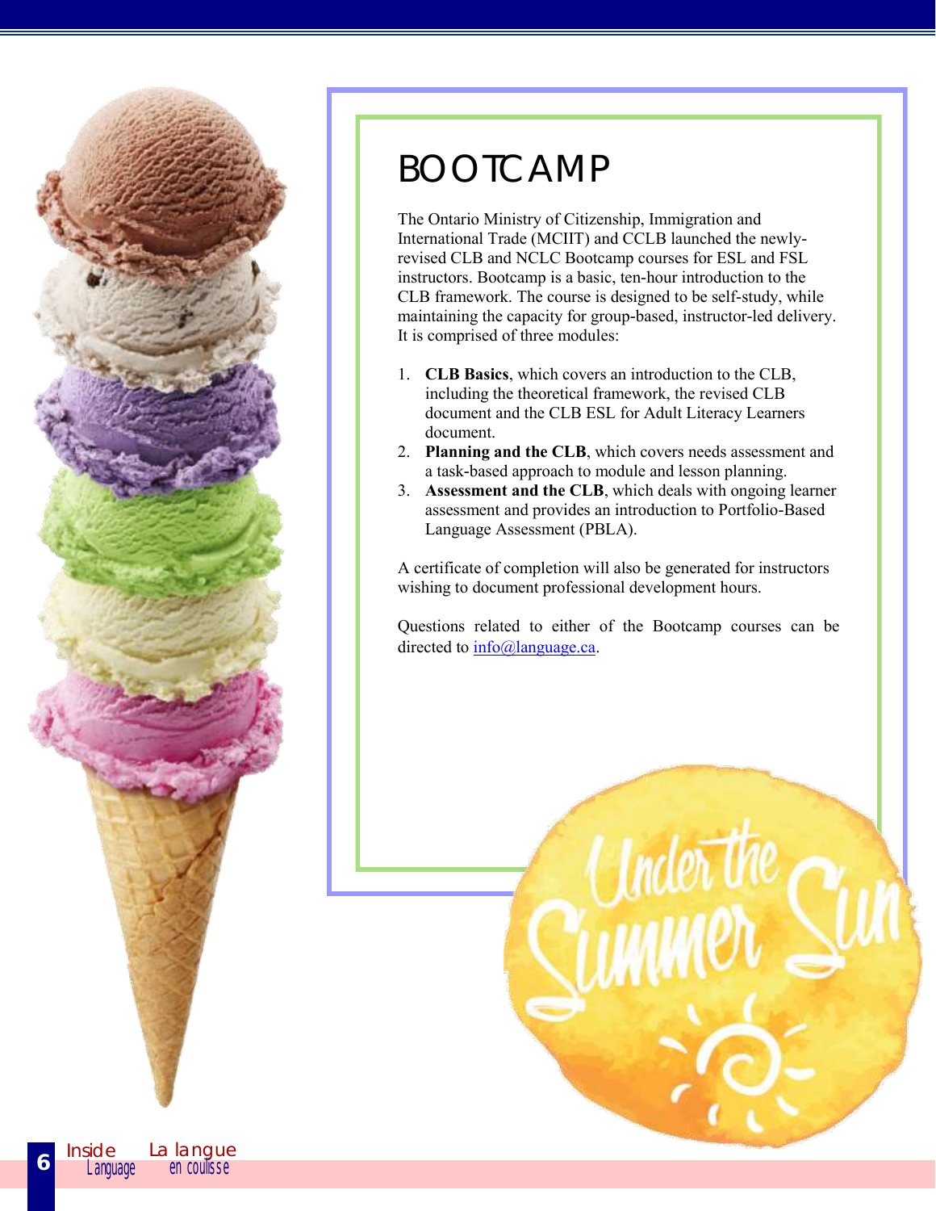# BOOTCAMP

The Ontario Ministry of Citizenship, Immigration and International Trade (MCIIT) and CCLB launched the newly-revised CLB and NCLC Bootcamp courses for ESL and FSL instructors. Bootcamp is a basic, ten-hour introduction to the CLB framework. The course is designed to be self-study, while maintaining the capacity for group-based, instructor-led delivery. It is comprised of three modules:

1. **CLB Basics**, which covers an introduction to the CLB, including the theoretical framework, the revised CLB document and the CLB ESL for Adult Literacy Learners document.
2. **Planning and the CLB**, which covers needs assessment and a task-based approach to module and lesson planning.
3. **Assessment and the CLB**, which deals with ongoing learner assessment and provides an introduction to Portfolio-Based Language Assessment (PBLA).

A certificate of completion will also be generated for instructors wishing to document professional development hours.

Questions related to either of the Bootcamp courses can be directed to info@language.ca.

Under the Summer Sun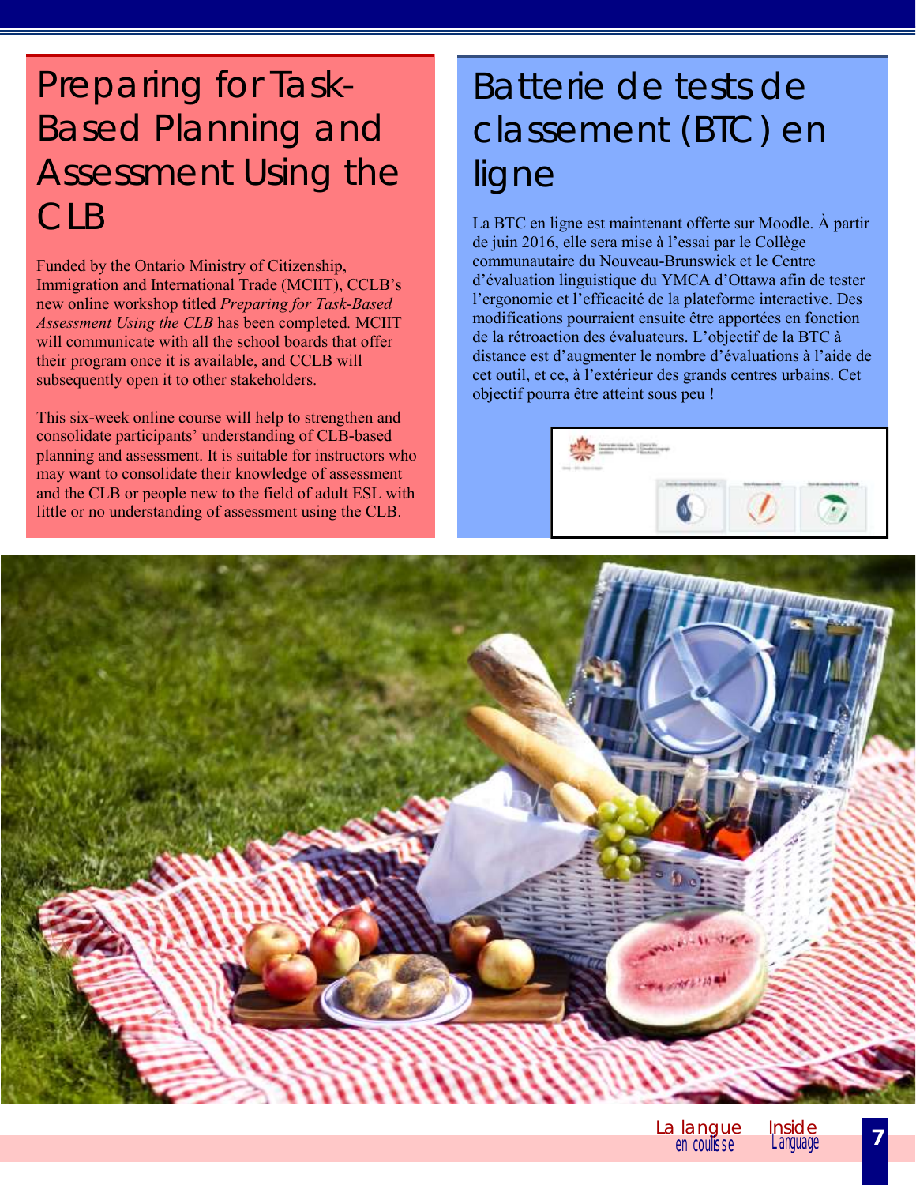# Preparing for Task-Based Planning and Assessment Using the CLB

Funded by the Ontario Ministry of Citizenship, Immigration and International Trade (MCIIT), CCLB's new online workshop titled *Preparing for Task-Based Assessment Using the CLB* has been completed. MCIIT will communicate with all the school boards that offer their program once it is available, and CCLB will subsequently open it to other stakeholders.

This six-week online course will help to strengthen and consolidate participants' understanding of CLB-based planning and assessment. It is suitable for instructors who may want to consolidate their knowledge of assessment and the CLB or people new to the field of adult ESL with little or no understanding of assessment using the CLB.

# Batterie de tests de classement (BTC) en ligne

La BTC en ligne est maintenant offerte sur Moodle. À partir de juin 2016, elle sera mise à l'essai par le Collège communautaire du Nouveau-Brunswick et le Centre d'évaluation linguistique du YMCA d'Ottawa afin de tester l'ergonomie et l'efficacité de la plateforme interactive. Des modifications pourraient ensuite être apportées en fonction de la rétroaction des évaluateurs. L'objectif de la BTC à distance est d'augmenter le nombre d'évaluations à l'aide de cet outil, et ce, à l'extérieur des grands centres urbains. Cet objectif pourra être atteint sous peu !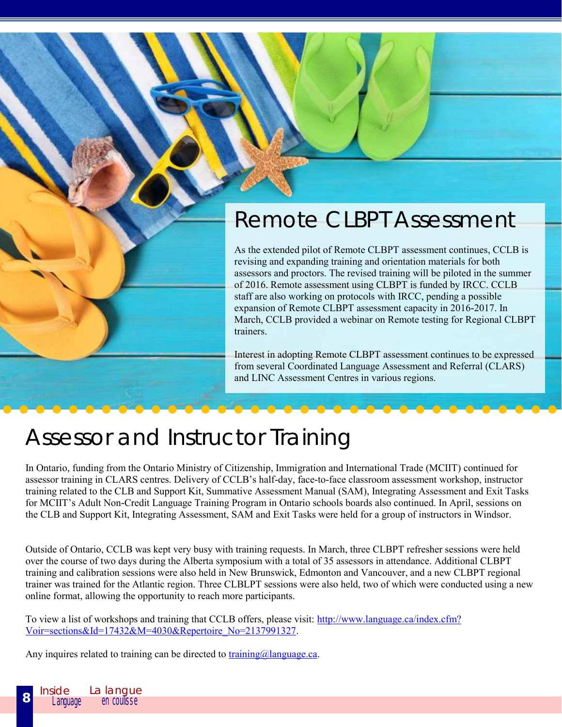# Remote CLBPT Assessment

As the extended pilot of Remote CLBPT assessment continues, CCLB is revising and expanding training and orientation materials for both assessors and proctors. The revised training will be piloted in the summer of 2016. Remote assessment using CLBPT is funded by IRCC. CCLB staff are also working on protocols with IRCC, pending a possible expansion of Remote CLBPT assessment capacity in 2016-2017. In March, CCLB provided a webinar on Remote testing for Regional CLBPT trainers.

Interest in adopting Remote CLBPT assessment continues to be expressed from several Coordinated Language Assessment and Referral (CLARS) and LINC Assessment Centres in various regions.

# Assessor and Instructor Training

In Ontario, funding from the Ontario Ministry of Citizenship, Immigration and International Trade (MCIIT) continued for assessor training in CLARS centres. Delivery of CCLB's half-day, face-to-face classroom assessment workshop, instructor training related to the CLB and Support Kit, Summative Assessment Manual (SAM), Integrating Assessment and Exit Tasks for MCIIT's Adult Non-Credit Language Training Program in Ontario schools boards also continued. In April, sessions on the CLB and Support Kit, Integrating Assessment, SAM and Exit Tasks were held for a group of instructors in Windsor.

Outside of Ontario, CCLB was kept very busy with training requests. In March, three CLBPT refresher sessions were held over the course of two days during the Alberta symposium with a total of 35 assessors in attendance. Additional CLBPT training and calibration sessions were also held in New Brunswick, Edmonton and Vancouver, and a new CLBPT regional trainer was trained for the Atlantic region. Three CLBLPT sessions were also held, two of which were conducted using a new online format, allowing the opportunity to reach more participants.

To view a list of workshops and training that CCLB offers, please visit: [http://www.language.ca/index.cfm?Voir=sections&Id=17432&M=4030&Repertoire_No=2137991327](http://www.language.ca/index.cfm?Voir=sections&Id=17432&M=4030&Repertoire_No=2137991327).

Any inquires related to training can be directed to [training@language.ca](mailto:training@language.ca).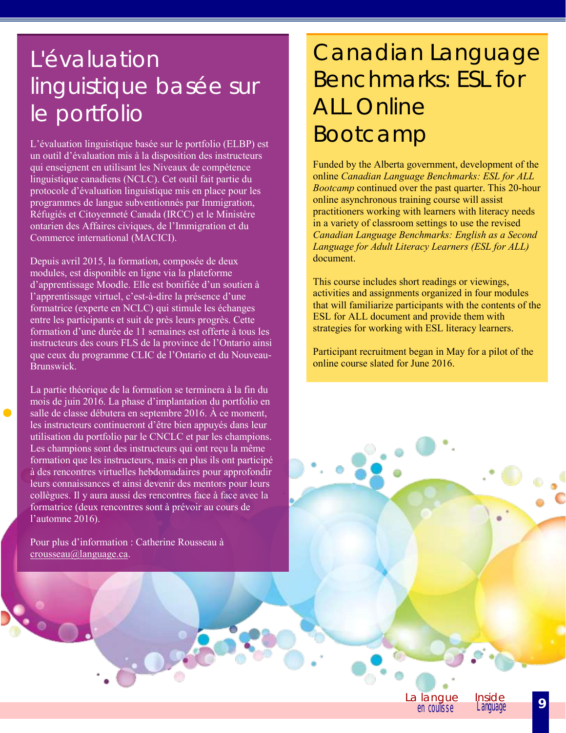# L'évaluation linguistique basée sur le portfolio

L'évaluation linguistique basée sur le portfolio (ELBP) est un outil d'évaluation mis à la disposition des instructeurs qui enseignent en utilisant les Niveaux de compétence linguistique canadiens (NCLC). Cet outil fait partie du protocole d'évaluation linguistique mis en place pour les programmes de langue subventionnés par Immigration, Réfugiés et Citoyenneté Canada (IRCC) et le Ministère ontarien des Affaires civiques, de l'Immigration et du Commerce international (MACICI).

Depuis avril 2015, la formation, composée de deux modules, est disponible en ligne via la plateforme d'apprentissage Moodle. Elle est bonifiée d'un soutien à l'apprentissage virtuel, c'est-à-dire la présence d'une formatrice (experte en NCLC) qui stimule les échanges entre les participants et suit de près leurs progrès. Cette formation d'une durée de 11 semaines est offerte à tous les instructeurs des cours FLS de la province de l'Ontario ainsi que ceux du programme CLIC de l'Ontario et du Nouveau-Brunswick.

La partie théorique de la formation se terminera à la fin du mois de juin 2016. La phase d'implantation du portfolio en salle de classe débutera en septembre 2016. À ce moment, les instructeurs continueront d'être bien appuyés dans leur utilisation du portfolio par le CNCLC et par les champions. Les champions sont des instructeurs qui ont reçu la même formation que les instructeurs, mais en plus ils ont participé à des rencontres virtuelles hebdomadaires pour approfondir leurs connaissances et ainsi devenir des mentors pour leurs collègues. Il y aura aussi des rencontres face à face avec la formatrice (deux rencontres sont à prévoir au cours de l'automne 2016).

Pour plus d'information : Catherine Rousseau à crousseau@language.ca.

# Canadian Language Benchmarks: ESL for ALL Online Bootcamp

Funded by the Alberta government, development of the online *Canadian Language Benchmarks: ESL for ALL Bootcamp* continued over the past quarter. This 20-hour online asynchronous training course will assist practitioners working with learners with literacy needs in a variety of classroom settings to use the revised *Canadian Language Benchmarks: English as a Second Language for Adult Literacy Learners (ESL for ALL)* document.

This course includes short readings or viewings, activities and assignments organized in four modules that will familiarize participants with the contents of the ESL for ALL document and provide them with strategies for working with ESL literacy learners.

Participant recruitment began in May for a pilot of the online course slated for June 2016.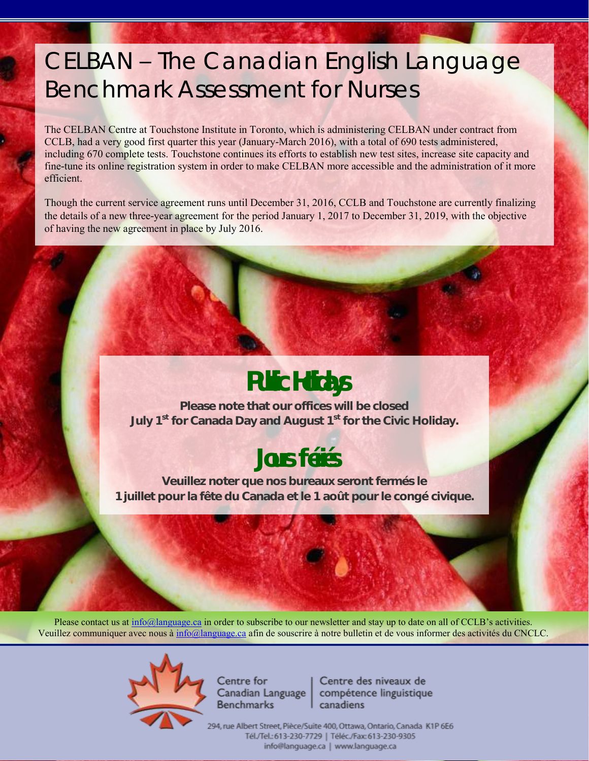# CELBAN – The Canadian English Language Benchmark Assessment for Nurses

The CELBAN Centre at Touchstone Institute in Toronto, which is administering CELBAN under contract from CCLB, had a very good first quarter this year (January-March 2016), with a total of 690 tests administered, including 670 complete tests. Touchstone continues its efforts to establish new test sites, increase site capacity and fine-tune its online registration system in order to make CELBAN more accessible and the administration of it more efficient.

Though the current service agreement runs until December 31, 2016, CCLB and Touchstone are currently finalizing the details of a new three-year agreement for the period January 1, 2017 to December 31, 2019, with the objective of having the new agreement in place by July 2016.

## Public Holidays

**Please note that our offices will be closed July 1st for Canada Day and August 1st for the Civic Holiday.**

## Jours fériés

**Veuillez noter que nos bureaux seront fermés le 1 juillet pour la fête du Canada et le 1 août pour le congé civique.**

Please contact us at info@language.ca in order to subscribe to our newsletter and stay up to date on all of CCLB's activities.
Veuillez communiquer avec nous à info@language.ca afin de souscrire à notre bulletin et de vous informer des activités du CNCLC.

Centre for Canadian Language Benchmarks | Centre des niveaux de compétence linguistique canadiens

294, rue Albert Street, Pièce/Suite 400, Ottawa, Ontario, Canada K1P 6E6
Tél./Tel.: 613-230-7729 | Téléc./Fax: 613-230-9305
info@language.ca | www.language.ca